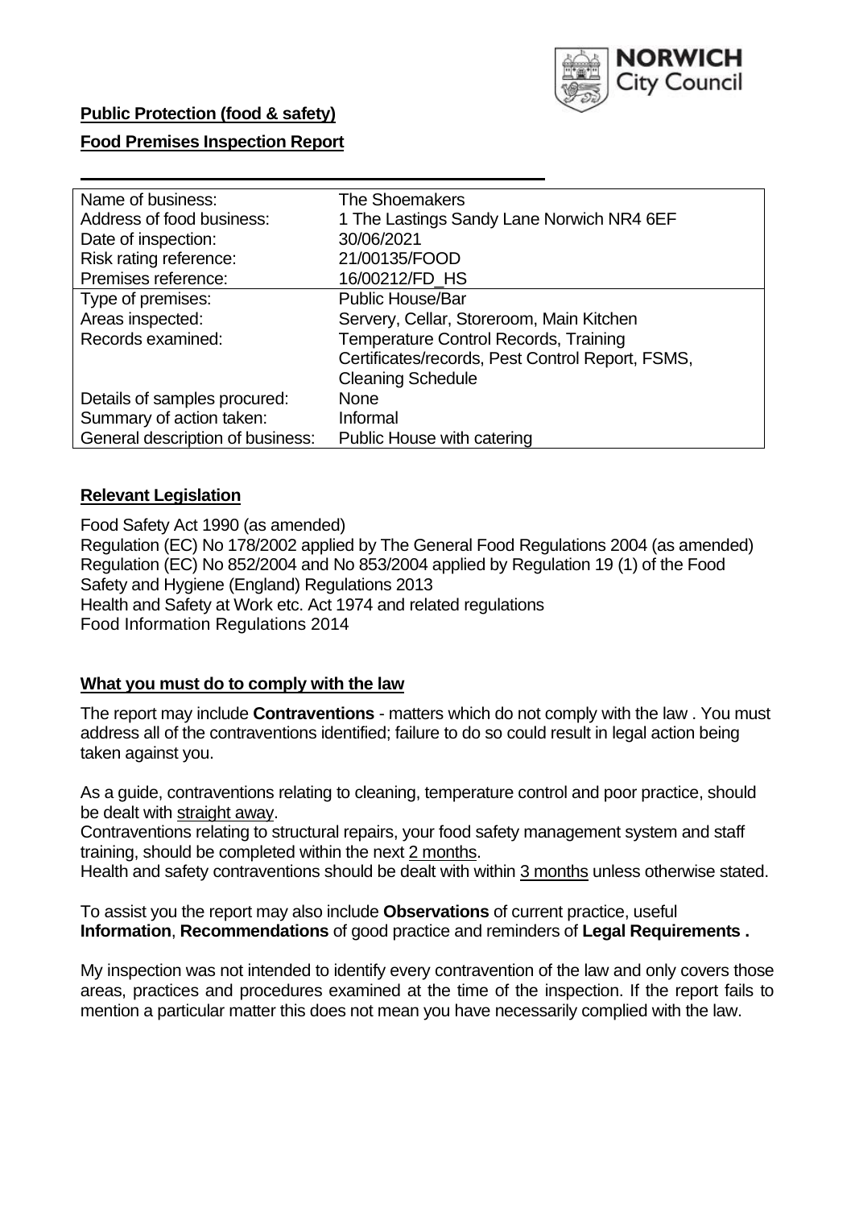**Public Protection (food & safety)**

**Food Premises Inspection Report**

| Name of business: | The Shoemakers |
|---|---|
| Address of food business: | 1 The Lastings Sandy Lane Norwich NR4 6EF |
| Date of inspection: | 30/06/2021 |
| Risk rating reference: | 21/00135/FOOD |
| Premises reference: | 16/00212/FD_HS |
| Type of premises: | Public House/Bar |
| Areas inspected: | Servery, Cellar, Storeroom, Main Kitchen |
| Records examined: | Temperature Control Records, Training Certificates/records, Pest Control Report, FSMS, Cleaning Schedule |
| Details of samples procured: | None |
| Summary of action taken: | Informal |
| General description of business: | Public House with catering |

## **Relevant Legislation**

Food Safety Act 1990 (as amended)
Regulation (EC) No 178/2002 applied by The General Food Regulations 2004 (as amended)
Regulation (EC) No 852/2004 and No 853/2004 applied by Regulation 19 (1) of the Food Safety and Hygiene (England) Regulations 2013
Health and Safety at Work etc. Act 1974 and related regulations
Food Information Regulations 2014

## **What you must do to comply with the law**

The report may include **Contraventions** - matters which do not comply with the law . You must address all of the contraventions identified; failure to do so could result in legal action being taken against you.

As a guide, contraventions relating to cleaning, temperature control and poor practice, should be dealt with straight away.
Contraventions relating to structural repairs, your food safety management system and staff training, should be completed within the next 2 months.
Health and safety contraventions should be dealt with within 3 months unless otherwise stated.

To assist you the report may also include **Observations** of current practice, useful **Information**, **Recommendations** of good practice and reminders of **Legal Requirements .**

My inspection was not intended to identify every contravention of the law and only covers those areas, practices and procedures examined at the time of the inspection. If the report fails to mention a particular matter this does not mean you have necessarily complied with the law.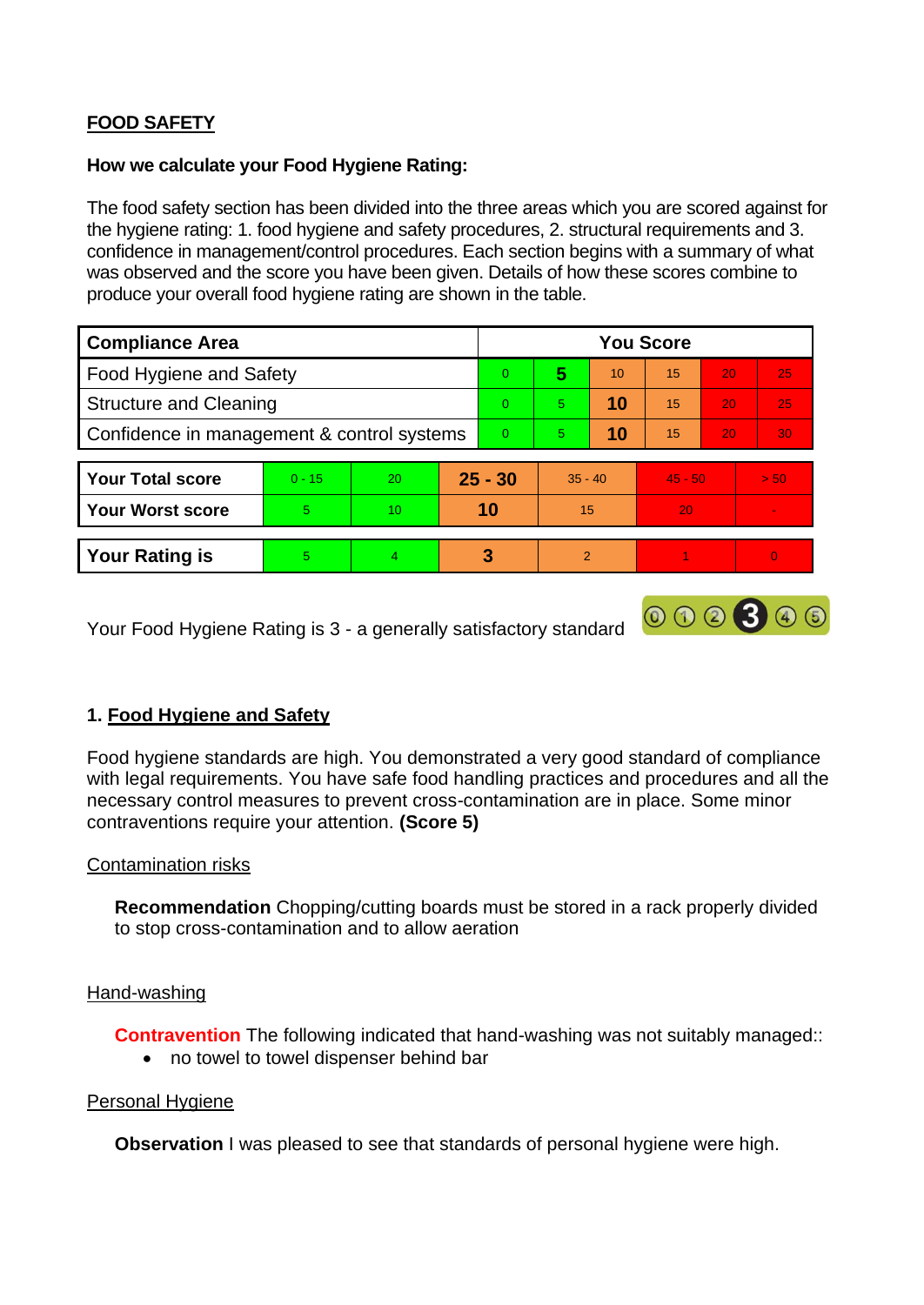## FOOD SAFETY

**How we calculate your Food Hygiene Rating:**

The food safety section has been divided into the three areas which you are scored against for the hygiene rating: 1. food hygiene and safety procedures, 2. structural requirements and 3. confidence in management/control procedures. Each section begins with a summary of what was observed and the score you have been given. Details of how these scores combine to produce your overall food hygiene rating are shown in the table.

| Compliance Area | You Score | | | | | |
|---|---|---|---|---|---|---|
| Food Hygiene and Safety | 0 | **5** | 10 | 15 | 20 | 25 |
| Structure and Cleaning | 0 | 5 | **10** | 15 | 20 | 25 |
| Confidence in management & control systems | 0 | 5 | **10** | 15 | 20 | 30 |

| | | | | | | |
|---|---|---|---|---|---|---|
| **Your Total score** | 0 - 15 | 20 | **25 - 30** | 35 - 40 | 45 - 50 | > 50 |
| **Your Worst score** | 5 | 10 | **10** | 15 | 20 | - |

| | | | | | | |
|---|---|---|---|---|---|---|
| **Your Rating is** | 5 | 4 | **3** | 2 | 1 | 0 |

Your Food Hygiene Rating is 3 - a generally satisfactory standard

### 1. Food Hygiene and Safety

Food hygiene standards are high. You demonstrated a very good standard of compliance with legal requirements. You have safe food handling practices and procedures and all the necessary control measures to prevent cross-contamination are in place. Some minor contraventions require your attention. **(Score 5)**

Contamination risks

**Recommendation** Chopping/cutting boards must be stored in a rack properly divided to stop cross-contamination and to allow aeration

Hand-washing

**Contravention** The following indicated that hand-washing was not suitably managed::

- no towel to towel dispenser behind bar

Personal Hygiene

**Observation** I was pleased to see that standards of personal hygiene were high.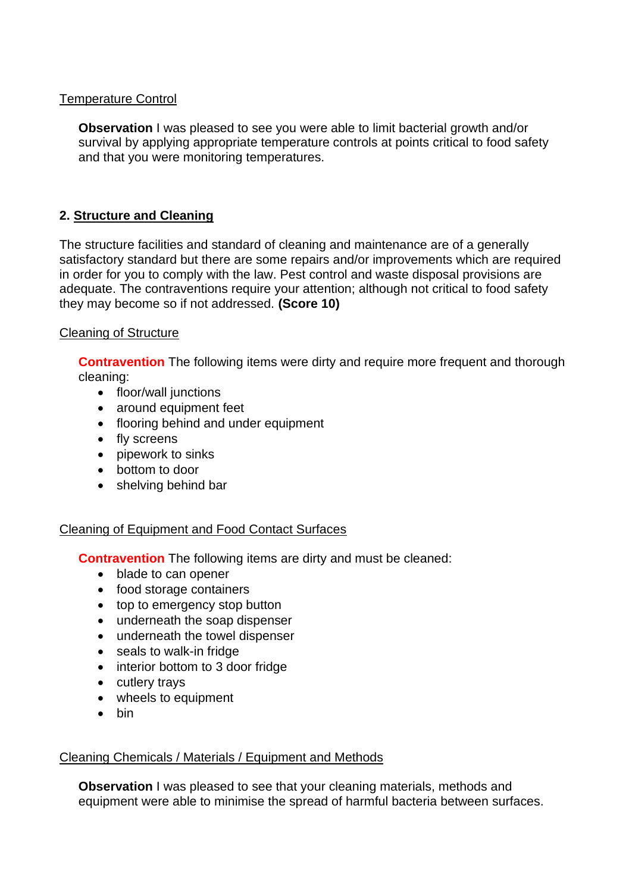Temperature Control

**Observation** I was pleased to see you were able to limit bacterial growth and/or survival by applying appropriate temperature controls at points critical to food safety and that you were monitoring temperatures.

## 2. Structure and Cleaning

The structure facilities and standard of cleaning and maintenance are of a generally satisfactory standard but there are some repairs and/or improvements which are required in order for you to comply with the law. Pest control and waste disposal provisions are adequate. The contraventions require your attention; although not critical to food safety they may become so if not addressed. **(Score 10)**

Cleaning of Structure

**Contravention** The following items were dirty and require more frequent and thorough cleaning:

- floor/wall junctions
- around equipment feet
- flooring behind and under equipment
- fly screens
- pipework to sinks
- bottom to door
- shelving behind bar

Cleaning of Equipment and Food Contact Surfaces

**Contravention** The following items are dirty and must be cleaned:

- blade to can opener
- food storage containers
- top to emergency stop button
- underneath the soap dispenser
- underneath the towel dispenser
- seals to walk-in fridge
- interior bottom to 3 door fridge
- cutlery trays
- wheels to equipment
- bin

Cleaning Chemicals / Materials / Equipment and Methods

**Observation** I was pleased to see that your cleaning materials, methods and equipment were able to minimise the spread of harmful bacteria between surfaces.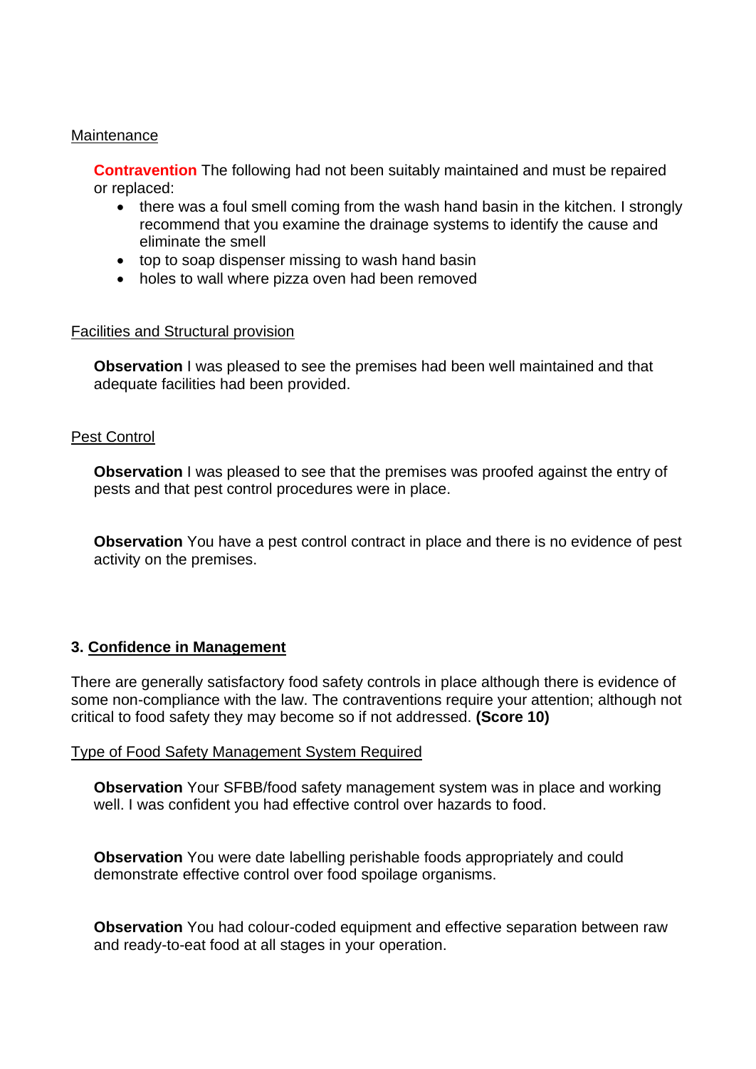Maintenance

**Contravention** The following had not been suitably maintained and must be repaired or replaced:

- there was a foul smell coming from the wash hand basin in the kitchen. I strongly recommend that you examine the drainage systems to identify the cause and eliminate the smell
- top to soap dispenser missing to wash hand basin
- holes to wall where pizza oven had been removed

Facilities and Structural provision

**Observation** I was pleased to see the premises had been well maintained and that adequate facilities had been provided.

Pest Control

**Observation** I was pleased to see that the premises was proofed against the entry of pests and that pest control procedures were in place.

**Observation** You have a pest control contract in place and there is no evidence of pest activity on the premises.

### 3. Confidence in Management

There are generally satisfactory food safety controls in place although there is evidence of some non-compliance with the law. The contraventions require your attention; although not critical to food safety they may become so if not addressed. **(Score 10)**

Type of Food Safety Management System Required

**Observation** Your SFBB/food safety management system was in place and working well. I was confident you had effective control over hazards to food.

**Observation** You were date labelling perishable foods appropriately and could demonstrate effective control over food spoilage organisms.

**Observation** You had colour-coded equipment and effective separation between raw and ready-to-eat food at all stages in your operation.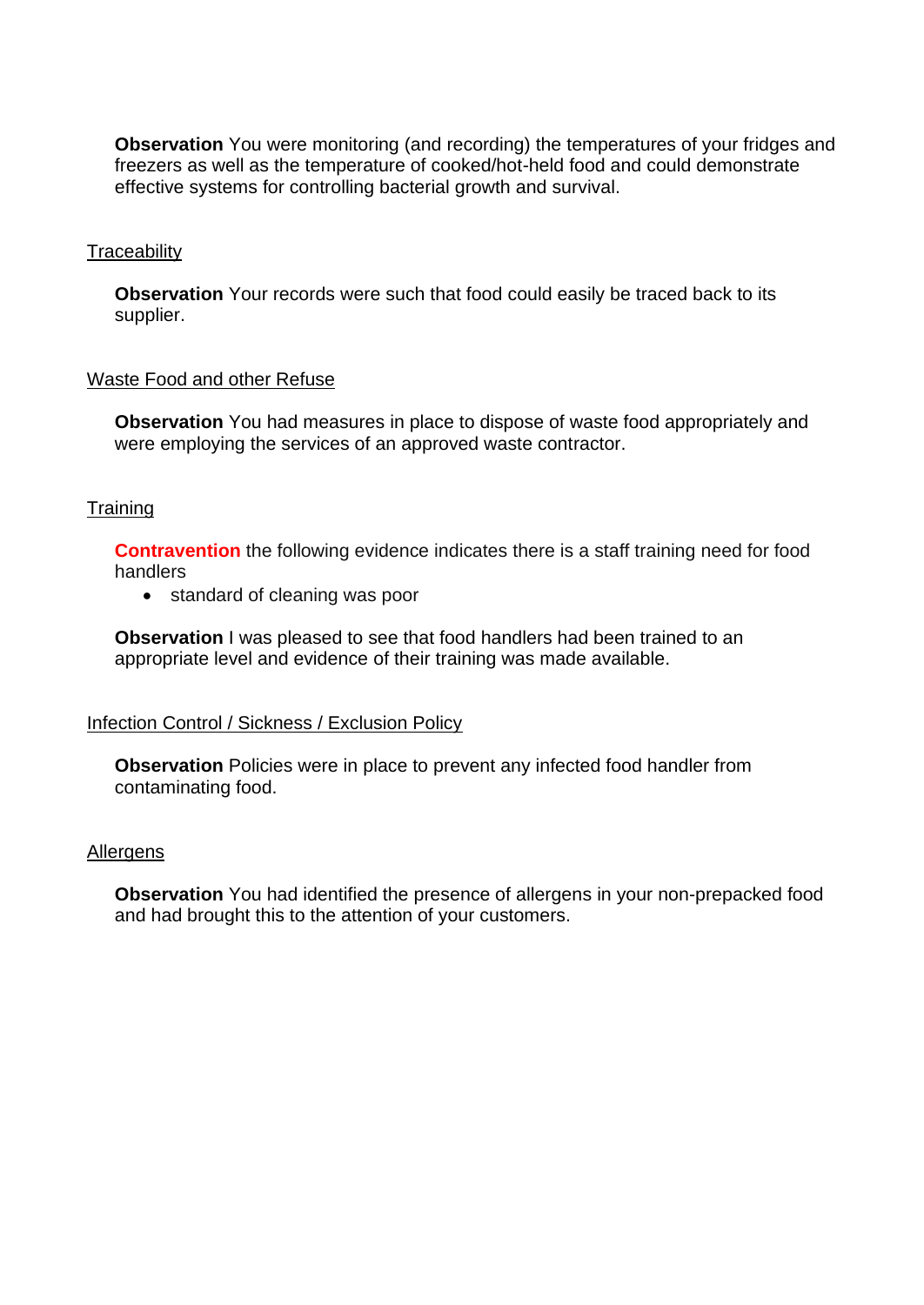**Observation** You were monitoring (and recording) the temperatures of your fridges and freezers as well as the temperature of cooked/hot-held food and could demonstrate effective systems for controlling bacterial growth and survival.

<u>Traceability</u>

**Observation** Your records were such that food could easily be traced back to its supplier.

<u>Waste Food and other Refuse</u>

**Observation** You had measures in place to dispose of waste food appropriately and were employing the services of an approved waste contractor.

<u>Training</u>

**Contravention** the following evidence indicates there is a staff training need for food handlers

- standard of cleaning was poor

**Observation** I was pleased to see that food handlers had been trained to an appropriate level and evidence of their training was made available.

<u>Infection Control / Sickness / Exclusion Policy</u>

**Observation** Policies were in place to prevent any infected food handler from contaminating food.

<u>Allergens</u>

**Observation** You had identified the presence of allergens in your non-prepacked food and had brought this to the attention of your customers.